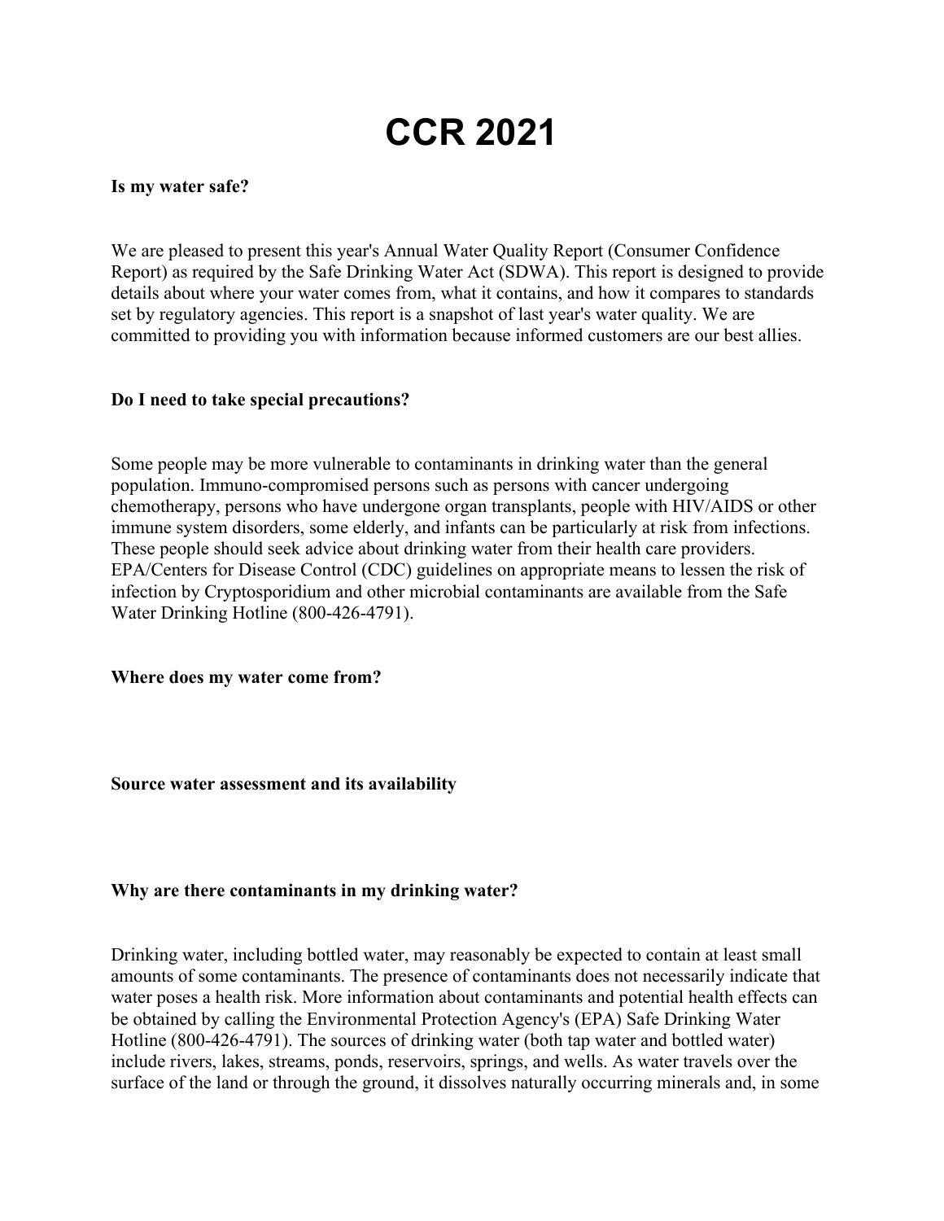# CCR 2021

**Is my water safe?**

We are pleased to present this year's Annual Water Quality Report (Consumer Confidence Report) as required by the Safe Drinking Water Act (SDWA). This report is designed to provide details about where your water comes from, what it contains, and how it compares to standards set by regulatory agencies. This report is a snapshot of last year's water quality. We are committed to providing you with information because informed customers are our best allies.

**Do I need to take special precautions?**

Some people may be more vulnerable to contaminants in drinking water than the general population. Immuno-compromised persons such as persons with cancer undergoing chemotherapy, persons who have undergone organ transplants, people with HIV/AIDS or other immune system disorders, some elderly, and infants can be particularly at risk from infections. These people should seek advice about drinking water from their health care providers. EPA/Centers for Disease Control (CDC) guidelines on appropriate means to lessen the risk of infection by Cryptosporidium and other microbial contaminants are available from the Safe Water Drinking Hotline (800-426-4791).

**Where does my water come from?**

**Source water assessment and its availability**

**Why are there contaminants in my drinking water?**

Drinking water, including bottled water, may reasonably be expected to contain at least small amounts of some contaminants. The presence of contaminants does not necessarily indicate that water poses a health risk. More information about contaminants and potential health effects can be obtained by calling the Environmental Protection Agency's (EPA) Safe Drinking Water Hotline (800-426-4791). The sources of drinking water (both tap water and bottled water) include rivers, lakes, streams, ponds, reservoirs, springs, and wells. As water travels over the surface of the land or through the ground, it dissolves naturally occurring minerals and, in some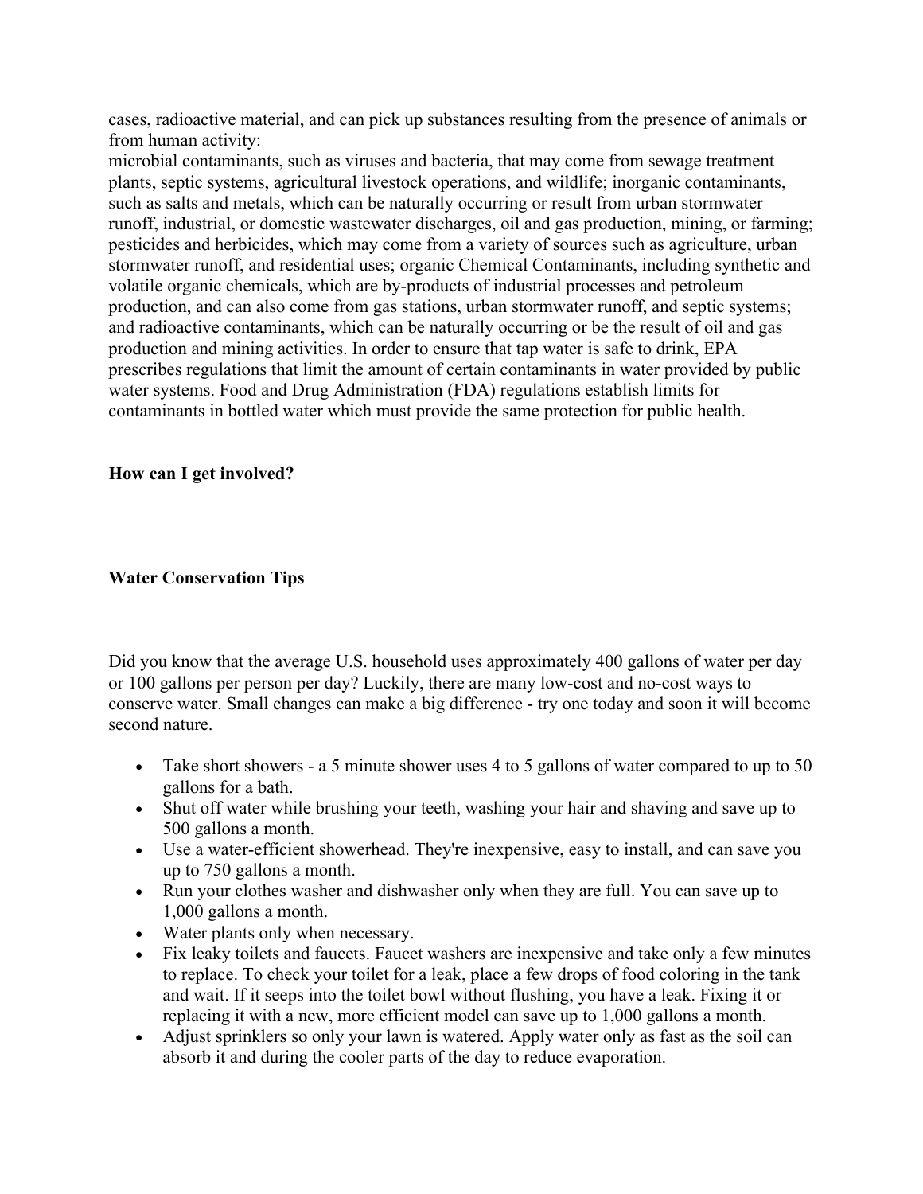cases, radioactive material, and can pick up substances resulting from the presence of animals or from human activity:
microbial contaminants, such as viruses and bacteria, that may come from sewage treatment plants, septic systems, agricultural livestock operations, and wildlife; inorganic contaminants, such as salts and metals, which can be naturally occurring or result from urban stormwater runoff, industrial, or domestic wastewater discharges, oil and gas production, mining, or farming; pesticides and herbicides, which may come from a variety of sources such as agriculture, urban stormwater runoff, and residential uses; organic Chemical Contaminants, including synthetic and volatile organic chemicals, which are by-products of industrial processes and petroleum production, and can also come from gas stations, urban stormwater runoff, and septic systems; and radioactive contaminants, which can be naturally occurring or be the result of oil and gas production and mining activities. In order to ensure that tap water is safe to drink, EPA prescribes regulations that limit the amount of certain contaminants in water provided by public water systems. Food and Drug Administration (FDA) regulations establish limits for contaminants in bottled water which must provide the same protection for public health.

**How can I get involved?**

**Water Conservation Tips**

Did you know that the average U.S. household uses approximately 400 gallons of water per day or 100 gallons per person per day? Luckily, there are many low-cost and no-cost ways to conserve water. Small changes can make a big difference - try one today and soon it will become second nature.

- Take short showers - a 5 minute shower uses 4 to 5 gallons of water compared to up to 50 gallons for a bath.
- Shut off water while brushing your teeth, washing your hair and shaving and save up to 500 gallons a month.
- Use a water-efficient showerhead. They're inexpensive, easy to install, and can save you up to 750 gallons a month.
- Run your clothes washer and dishwasher only when they are full. You can save up to 1,000 gallons a month.
- Water plants only when necessary.
- Fix leaky toilets and faucets. Faucet washers are inexpensive and take only a few minutes to replace. To check your toilet for a leak, place a few drops of food coloring in the tank and wait. If it seeps into the toilet bowl without flushing, you have a leak. Fixing it or replacing it with a new, more efficient model can save up to 1,000 gallons a month.
- Adjust sprinklers so only your lawn is watered. Apply water only as fast as the soil can absorb it and during the cooler parts of the day to reduce evaporation.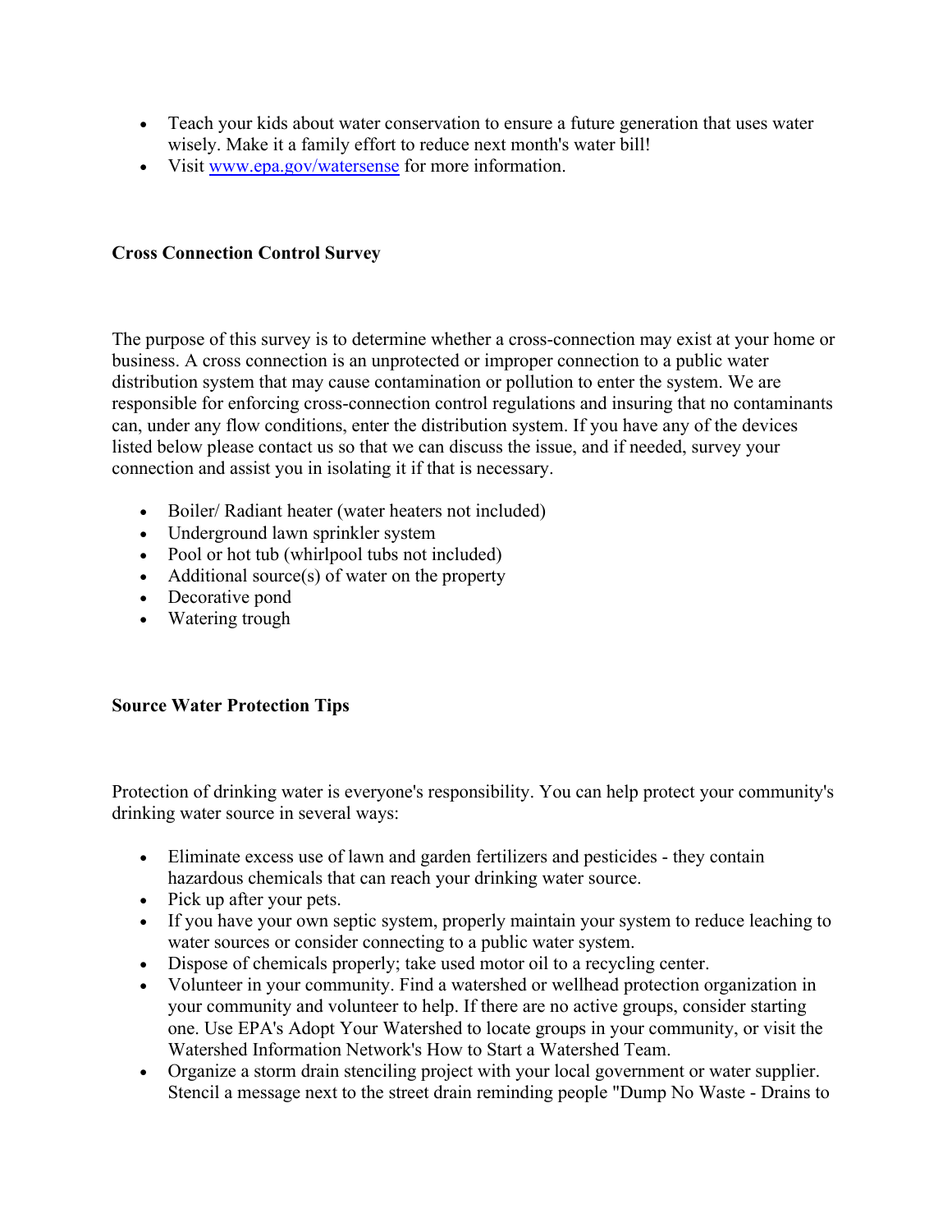- Teach your kids about water conservation to ensure a future generation that uses water wisely. Make it a family effort to reduce next month's water bill!
- Visit [www.epa.gov/watersense](http://www.epa.gov/watersense) for more information.

**Cross Connection Control Survey**

The purpose of this survey is to determine whether a cross-connection may exist at your home or business. A cross connection is an unprotected or improper connection to a public water distribution system that may cause contamination or pollution to enter the system. We are responsible for enforcing cross-connection control regulations and insuring that no contaminants can, under any flow conditions, enter the distribution system. If you have any of the devices listed below please contact us so that we can discuss the issue, and if needed, survey your connection and assist you in isolating it if that is necessary.

- Boiler/ Radiant heater (water heaters not included)
- Underground lawn sprinkler system
- Pool or hot tub (whirlpool tubs not included)
- Additional source(s) of water on the property
- Decorative pond
- Watering trough

**Source Water Protection Tips**

Protection of drinking water is everyone's responsibility. You can help protect your community's drinking water source in several ways:

- Eliminate excess use of lawn and garden fertilizers and pesticides - they contain hazardous chemicals that can reach your drinking water source.
- Pick up after your pets.
- If you have your own septic system, properly maintain your system to reduce leaching to water sources or consider connecting to a public water system.
- Dispose of chemicals properly; take used motor oil to a recycling center.
- Volunteer in your community. Find a watershed or wellhead protection organization in your community and volunteer to help. If there are no active groups, consider starting one. Use EPA's Adopt Your Watershed to locate groups in your community, or visit the Watershed Information Network's How to Start a Watershed Team.
- Organize a storm drain stenciling project with your local government or water supplier. Stencil a message next to the street drain reminding people "Dump No Waste - Drains to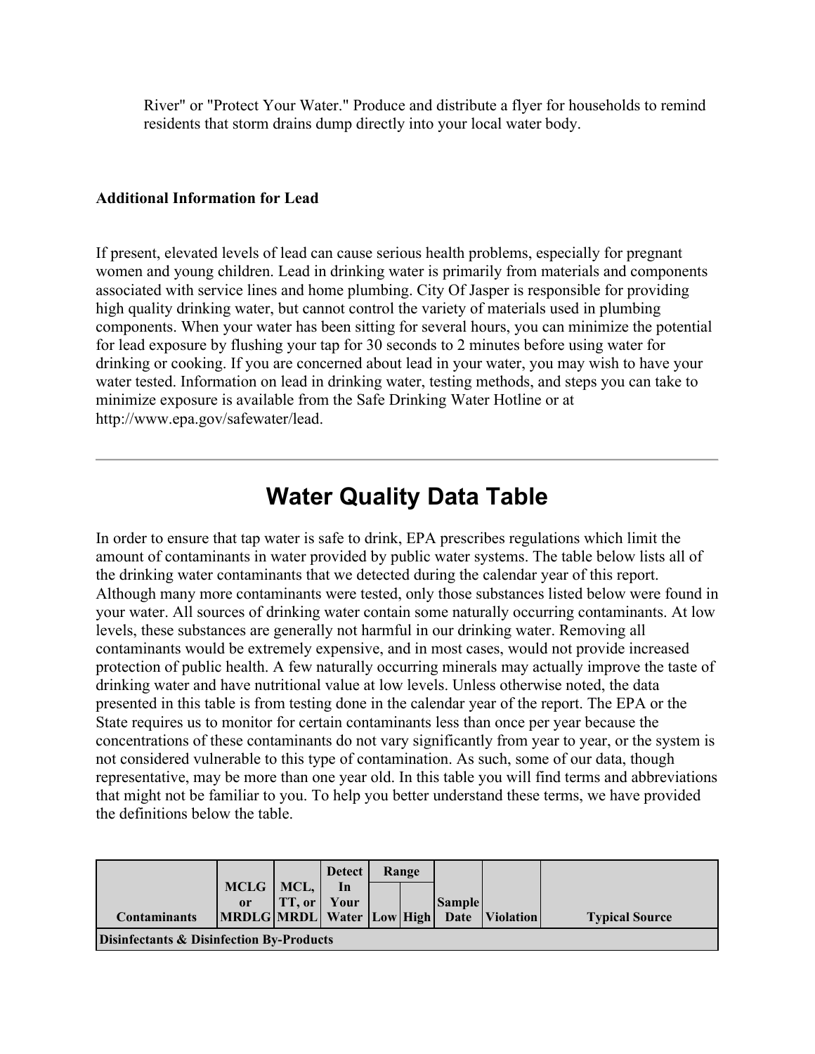River" or "Protect Your Water." Produce and distribute a flyer for households to remind residents that storm drains dump directly into your local water body.

**Additional Information for Lead**

If present, elevated levels of lead can cause serious health problems, especially for pregnant women and young children. Lead in drinking water is primarily from materials and components associated with service lines and home plumbing. City Of Jasper is responsible for providing high quality drinking water, but cannot control the variety of materials used in plumbing components. When your water has been sitting for several hours, you can minimize the potential for lead exposure by flushing your tap for 30 seconds to 2 minutes before using water for drinking or cooking. If you are concerned about lead in your water, you may wish to have your water tested. Information on lead in drinking water, testing methods, and steps you can take to minimize exposure is available from the Safe Drinking Water Hotline or at http://www.epa.gov/safewater/lead.

---

# Water Quality Data Table

In order to ensure that tap water is safe to drink, EPA prescribes regulations which limit the amount of contaminants in water provided by public water systems. The table below lists all of the drinking water contaminants that we detected during the calendar year of this report. Although many more contaminants were tested, only those substances listed below were found in your water. All sources of drinking water contain some naturally occurring contaminants. At low levels, these substances are generally not harmful in our drinking water. Removing all contaminants would be extremely expensive, and in most cases, would not provide increased protection of public health. A few naturally occurring minerals may actually improve the taste of drinking water and have nutritional value at low levels. Unless otherwise noted, the data presented in this table is from testing done in the calendar year of the report. The EPA or the State requires us to monitor for certain contaminants less than once per year because the concentrations of these contaminants do not vary significantly from year to year, or the system is not considered vulnerable to this type of contamination. As such, some of our data, though representative, may be more than one year old. In this table you will find terms and abbreviations that might not be familiar to you. To help you better understand these terms, we have provided the definitions below the table.

| Contaminants | MCLG or MRDLG | MCL, TT, or MRDL | Detect In Your Water | Range | | Sample Date | Violation | Typical Source |
|---|---|---|---|---|---|---|---|---|
| | | | | Low | High | | | |
| **Disinfectants & Disinfection By-Products** | | | | | | | | |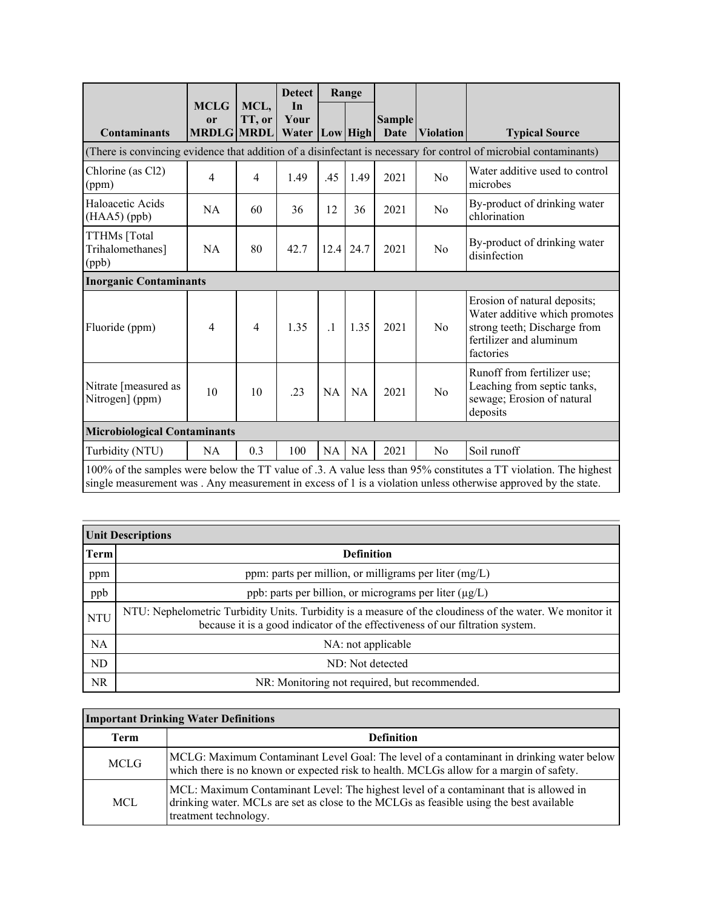| Contaminants | MCLG or MRDLG | MCL, TT, or MRDL | Detect In Your Water | Range Low | Range High | Sample Date | Violation | Typical Source |
|---|---|---|---|---|---|---|---|---|
| (There is convincing evidence that addition of a disinfectant is necessary for control of microbial contaminants) | | | | | | | | |
| Chlorine (as Cl2) (ppm) | 4 | 4 | 1.49 | .45 | 1.49 | 2021 | No | Water additive used to control microbes |
| Haloacetic Acids (HAA5) (ppb) | NA | 60 | 36 | 12 | 36 | 2021 | No | By-product of drinking water chlorination |
| TTHMs [Total Trihalomethanes] (ppb) | NA | 80 | 42.7 | 12.4 | 24.7 | 2021 | No | By-product of drinking water disinfection |
| **Inorganic Contaminants** | | | | | | | | |
| Fluoride (ppm) | 4 | 4 | 1.35 | .1 | 1.35 | 2021 | No | Erosion of natural deposits; Water additive which promotes strong teeth; Discharge from fertilizer and aluminum factories |
| Nitrate [measured as Nitrogen] (ppm) | 10 | 10 | .23 | NA | NA | 2021 | No | Runoff from fertilizer use; Leaching from septic tanks, sewage; Erosion of natural deposits |
| **Microbiological Contaminants** | | | | | | | | |
| Turbidity (NTU) | NA | 0.3 | 100 | NA | NA | 2021 | No | Soil runoff |
| 100% of the samples were below the TT value of .3. A value less than 95% constitutes a TT violation. The highest single measurement was . Any measurement in excess of 1 is a violation unless otherwise approved by the state. | | | | | | | | |

| Unit Descriptions | |
|---|---|
| **Term** | **Definition** |
| ppm | ppm: parts per million, or milligrams per liter (mg/L) |
| ppb | ppb: parts per billion, or micrograms per liter (µg/L) |
| NTU | NTU: Nephelometric Turbidity Units. Turbidity is a measure of the cloudiness of the water. We monitor it because it is a good indicator of the effectiveness of our filtration system. |
| NA | NA: not applicable |
| ND | ND: Not detected |
| NR | NR: Monitoring not required, but recommended. |

| Important Drinking Water Definitions | |
|---|---|
| **Term** | **Definition** |
| MCLG | MCLG: Maximum Contaminant Level Goal: The level of a contaminant in drinking water below which there is no known or expected risk to health. MCLGs allow for a margin of safety. |
| MCL | MCL: Maximum Contaminant Level: The highest level of a contaminant that is allowed in drinking water. MCLs are set as close to the MCLGs as feasible using the best available treatment technology. |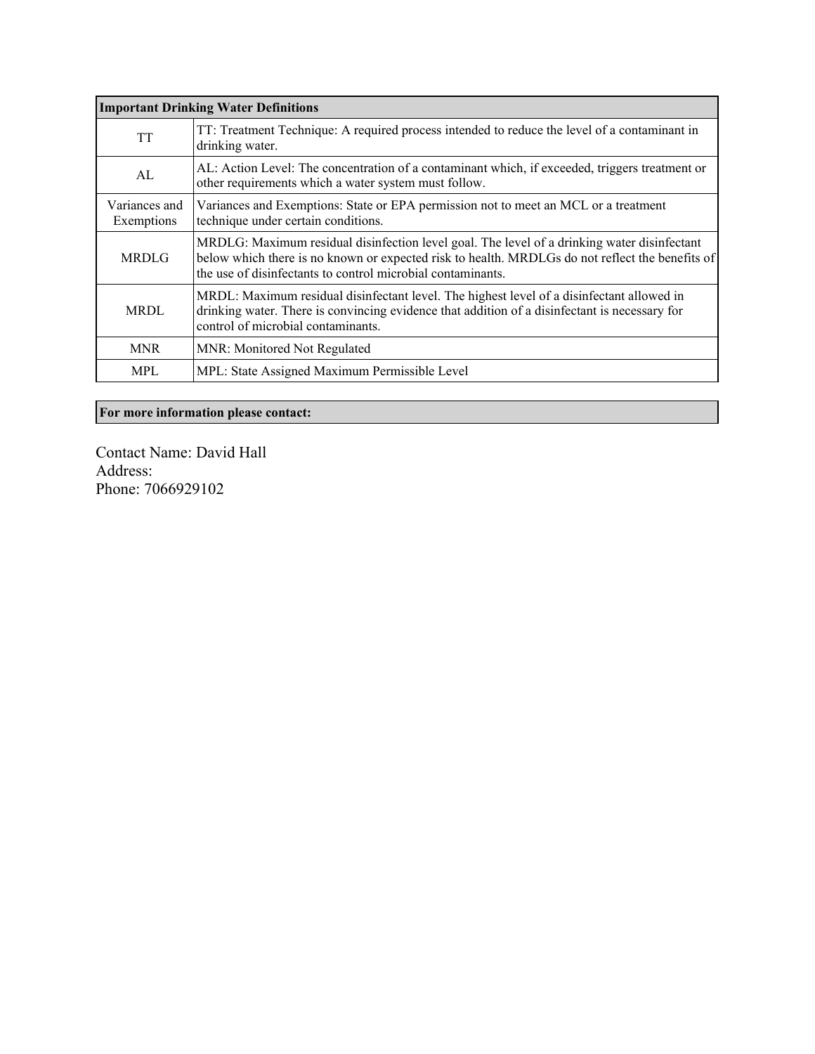| Important Drinking Water Definitions | |
|---|---|
| TT | TT: Treatment Technique: A required process intended to reduce the level of a contaminant in drinking water. |
| AL | AL: Action Level: The concentration of a contaminant which, if exceeded, triggers treatment or other requirements which a water system must follow. |
| Variances and Exemptions | Variances and Exemptions: State or EPA permission not to meet an MCL or a treatment technique under certain conditions. |
| MRDLG | MRDLG: Maximum residual disinfection level goal. The level of a drinking water disinfectant below which there is no known or expected risk to health. MRDLGs do not reflect the benefits of the use of disinfectants to control microbial contaminants. |
| MRDL | MRDL: Maximum residual disinfectant level. The highest level of a disinfectant allowed in drinking water. There is convincing evidence that addition of a disinfectant is necessary for control of microbial contaminants. |
| MNR | MNR: Monitored Not Regulated |
| MPL | MPL: State Assigned Maximum Permissible Level |

**For more information please contact:**

Contact Name: David Hall
Address:
Phone: 7066929102